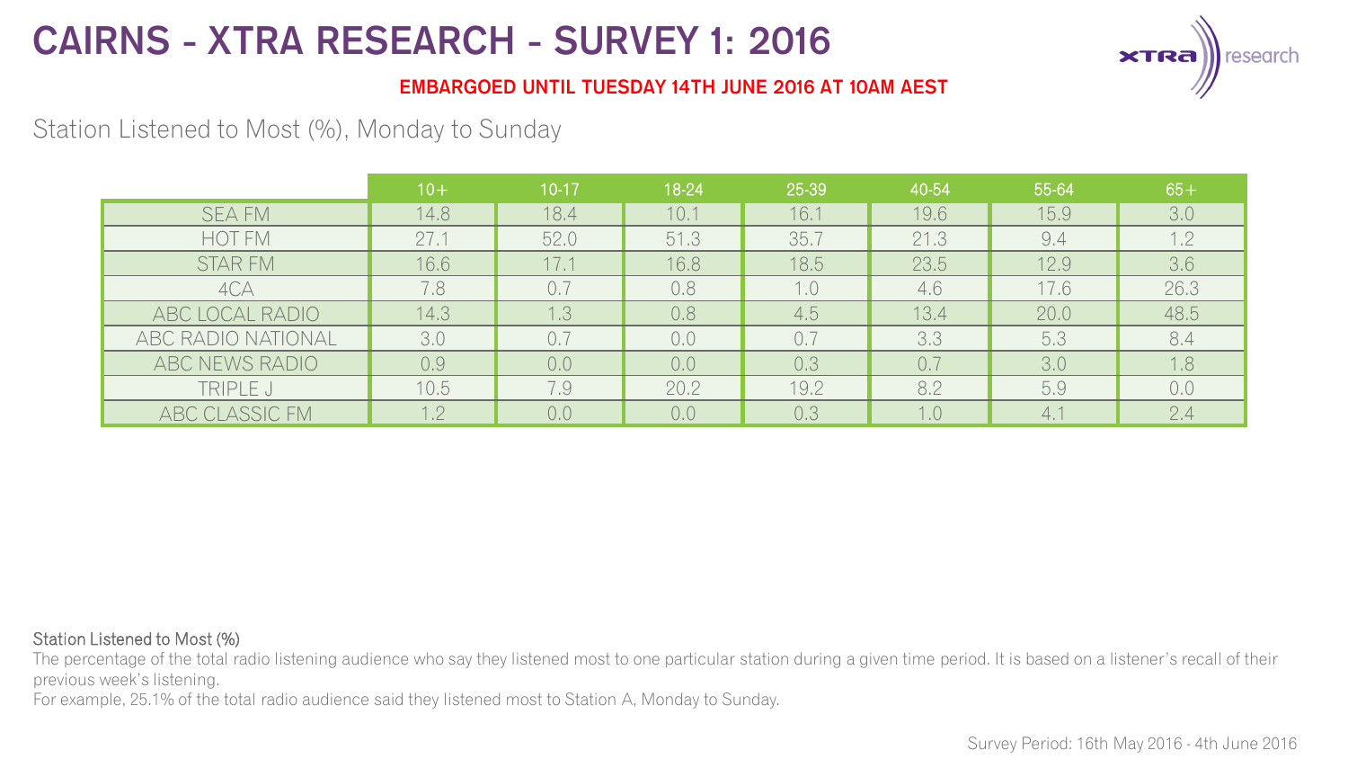# CAIRNS - XTRA RESEARCH - SURVEY 1: 2016

**EMBARGOED UNTIL TUESDAY 14TH JUNE 2016 AT 10AM AEST**

## Station Listened to Most (%), Monday to Sunday

| | 10+ | 10-17 | 18-24 | 25-39 | 40-54 | 55-64 | 65+ |
|---|---|---|---|---|---|---|---|
| SEA FM | 14.8 | 18.4 | 10.1 | 16.1 | 19.6 | 15.9 | 3.0 |
| HOT FM | 27.1 | 52.0 | 51.3 | 35.7 | 21.3 | 9.4 | 1.2 |
| STAR FM | 16.6 | 17.1 | 16.8 | 18.5 | 23.5 | 12.9 | 3.6 |
| 4CA | 7.8 | 0.7 | 0.8 | 1.0 | 4.6 | 17.6 | 26.3 |
| ABC LOCAL RADIO | 14.3 | 1.3 | 0.8 | 4.5 | 13.4 | 20.0 | 48.5 |
| ABC RADIO NATIONAL | 3.0 | 0.7 | 0.0 | 0.7 | 3.3 | 5.3 | 8.4 |
| ABC NEWS RADIO | 0.9 | 0.0 | 0.0 | 0.3 | 0.7 | 3.0 | 1.8 |
| TRIPLE J | 10.5 | 7.9 | 20.2 | 19.2 | 8.2 | 5.9 | 0.0 |
| ABC CLASSIC FM | 1.2 | 0.0 | 0.0 | 0.3 | 1.0 | 4.1 | 2.4 |

**Station Listened to Most (%)**

The percentage of the total radio listening audience who say they listened most to one particular station during a given time period. It is based on a listener's recall of their previous week's listening.

For example, 25.1% of the total radio audience said they listened most to Station A, Monday to Sunday.

Survey Period: 16th May 2016 - 4th June 2016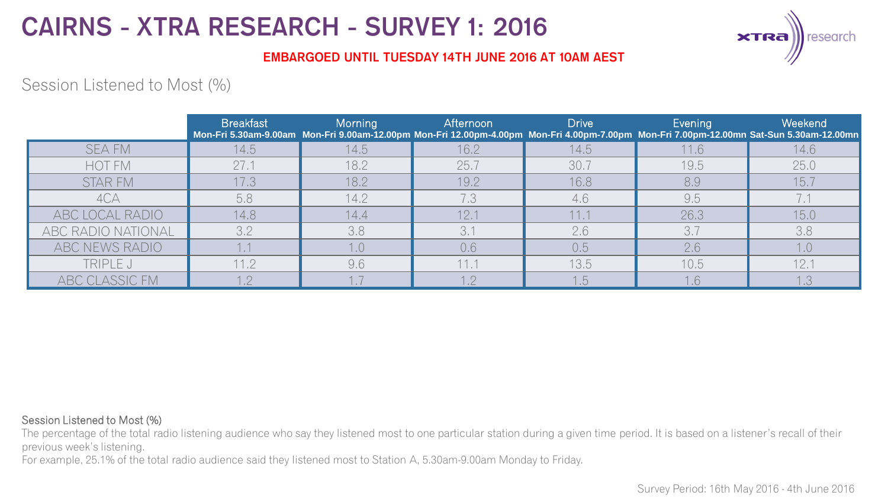# CAIRNS - XTRA RESEARCH - SURVEY 1: 2016

**EMBARGOED UNTIL TUESDAY 14TH JUNE 2016 AT 10AM AEST**

## Session Listened to Most (%)

| | Breakfast Mon-Fri 5.30am-9.00am | Morning Mon-Fri 9.00am-12.00pm | Afternoon Mon-Fri 12.00pm-4.00pm | Drive Mon-Fri 4.00pm-7.00pm | Evening Mon-Fri 7.00pm-12.00mn | Weekend Sat-Sun 5.30am-12.00mn |
|---|---|---|---|---|---|---|
| SEA FM | 14.5 | 14.5 | 16.2 | 14.5 | 11.6 | 14.6 |
| HOT FM | 27.1 | 18.2 | 25.7 | 30.7 | 19.5 | 25.0 |
| STAR FM | 17.3 | 18.2 | 19.2 | 16.8 | 8.9 | 15.7 |
| 4CA | 5.8 | 14.2 | 7.3 | 4.6 | 9.5 | 7.1 |
| ABC LOCAL RADIO | 14.8 | 14.4 | 12.1 | 11.1 | 26.3 | 15.0 |
| ABC RADIO NATIONAL | 3.2 | 3.8 | 3.1 | 2.6 | 3.7 | 3.8 |
| ABC NEWS RADIO | 1.1 | 1.0 | 0.6 | 0.5 | 2.6 | 1.0 |
| TRIPLE J | 11.2 | 9.6 | 11.1 | 13.5 | 10.5 | 12.1 |
| ABC CLASSIC FM | 1.2 | 1.7 | 1.2 | 1.5 | 1.6 | 1.3 |

Session Listened to Most (%)

The percentage of the total radio listening audience who say they listened most to one particular station during a given time period. It is based on a listener's recall of their previous week's listening.

For example, 25.1% of the total radio audience said they listened most to Station A, 5.30am-9.00am Monday to Friday.

Survey Period: 16th May 2016 - 4th June 2016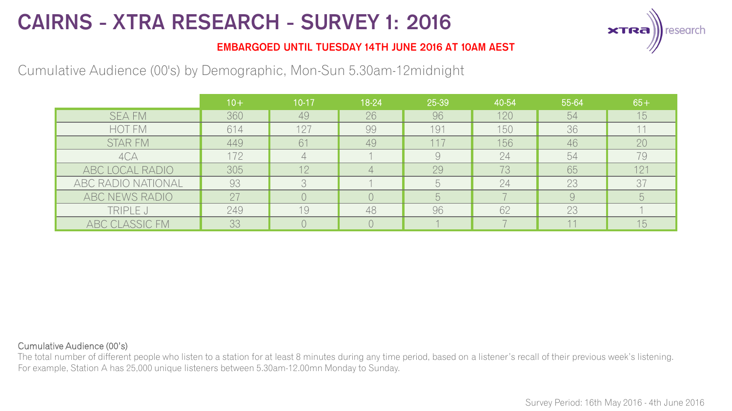# CAIRNS - XTRA RESEARCH - SURVEY 1: 2016

**EMBARGOED UNTIL TUESDAY 14TH JUNE 2016 AT 10AM AEST**

## Cumulative Audience (00's) by Demographic, Mon-Sun 5.30am-12midnight

| | 10+ | 10-17 | 18-24 | 25-39 | 40-54 | 55-64 | 65+ |
|---|---|---|---|---|---|---|---|
| SEA FM | 360 | 49 | 26 | 96 | 120 | 54 | 15 |
| HOT FM | 614 | 127 | 99 | 191 | 150 | 36 | 11 |
| STAR FM | 449 | 61 | 49 | 117 | 156 | 46 | 20 |
| 4CA | 172 | 4 | 1 | 9 | 24 | 54 | 79 |
| ABC LOCAL RADIO | 305 | 12 | 4 | 29 | 73 | 65 | 121 |
| ABC RADIO NATIONAL | 93 | 3 | 1 | 5 | 24 | 23 | 37 |
| ABC NEWS RADIO | 27 | 0 | 0 | 5 | 7 | 9 | 5 |
| TRIPLE J | 249 | 19 | 48 | 96 | 62 | 23 | 1 |
| ABC CLASSIC FM | 33 | 0 | 0 | 1 | 7 | 11 | 15 |

Cumulative Audience (00's)

The total number of different people who listen to a station for at least 8 minutes during any time period, based on a listener's recall of their previous week's listening. For example, Station A has 25,000 unique listeners between 5.30am-12.00mn Monday to Sunday.

Survey Period: 16th May 2016 - 4th June 2016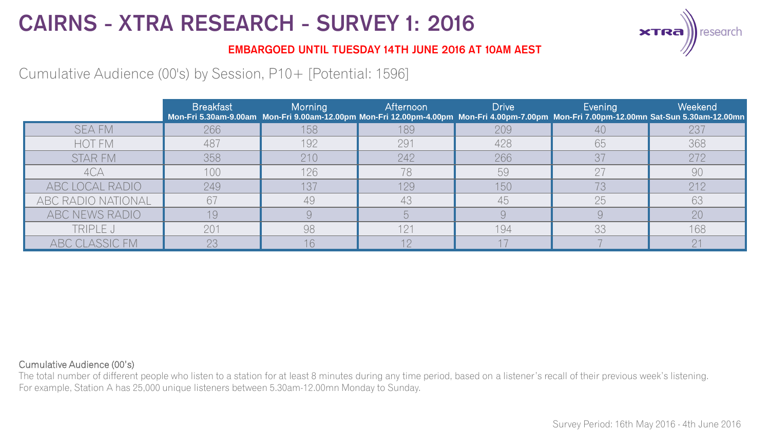# CAIRNS - XTRA RESEARCH - SURVEY 1: 2016

**EMBARGOED UNTIL TUESDAY 14TH JUNE 2016 AT 10AM AEST**

Cumulative Audience (00's) by Session, P10+ [Potential: 1596]

| | Breakfast Mon-Fri 5.30am-9.00am | Morning Mon-Fri 9.00am-12.00pm | Afternoon Mon-Fri 12.00pm-4.00pm | Drive Mon-Fri 4.00pm-7.00pm | Evening Mon-Fri 7.00pm-12.00mn | Weekend Sat-Sun 5.30am-12.00mn |
|---|---|---|---|---|---|---|
| SEA FM | 266 | 158 | 189 | 209 | 40 | 237 |
| HOT FM | 487 | 192 | 291 | 428 | 65 | 368 |
| STAR FM | 358 | 210 | 242 | 266 | 37 | 272 |
| 4CA | 100 | 126 | 78 | 59 | 27 | 90 |
| ABC LOCAL RADIO | 249 | 137 | 129 | 150 | 73 | 212 |
| ABC RADIO NATIONAL | 67 | 49 | 43 | 45 | 25 | 63 |
| ABC NEWS RADIO | 19 | 9 | 5 | 9 | 9 | 20 |
| TRIPLE J | 201 | 98 | 121 | 194 | 33 | 168 |
| ABC CLASSIC FM | 23 | 16 | 12 | 17 | 7 | 21 |

Cumulative Audience (00's)

The total number of different people who listen to a station for at least 8 minutes during any time period, based on a listener's recall of their previous week's listening.
For example, Station A has 25,000 unique listeners between 5.30am-12.00mn Monday to Sunday.

Survey Period: 16th May 2016 - 4th June 2016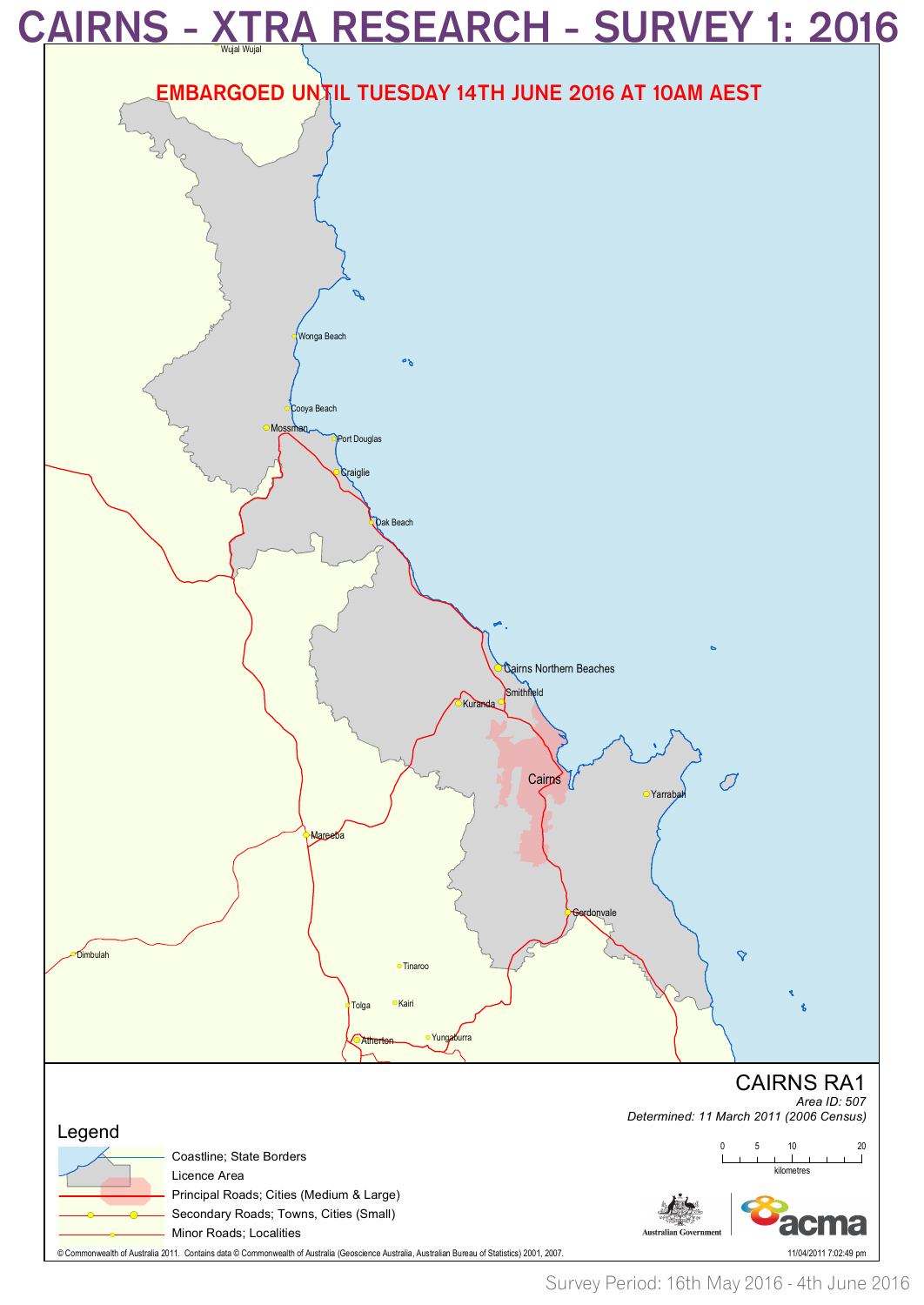# CAIRNS - XTRA RESEARCH - SURVEY 1: 2016

EMBARGOED UNTIL TUESDAY 14TH JUNE 2016 AT 10AM AEST

Wujal Wujal

Wonga Beach

Cooya Beach

Mossman

Port Douglas

Craiglie

Oak Beach

Cairns Northern Beaches

Smithfield

Kuranda

Cairns

Yarrabah

Mareeba

Gordonvale

Dimbulah

Tinaroo

Tolga

Kairi

Atherton

Yungaburra

CAIRNS RA1

*Area ID: 507*

*Determined: 11 March 2011 (2006 Census)*

0 5 10 20

kilometres

## Legend

- Coastline; State Borders
- Licence Area
- Principal Roads; Cities (Medium & Large)
- Secondary Roads; Towns, Cities (Small)
- Minor Roads; Localities

Australian Government

acma

© Commonwealth of Australia 2011. Contains data © Commonwealth of Australia (Geoscience Australia, Australian Bureau of Statistics) 2001, 2007.

11/04/2011 7:02:49 pm

Survey Period: 16th May 2016 - 4th June 2016